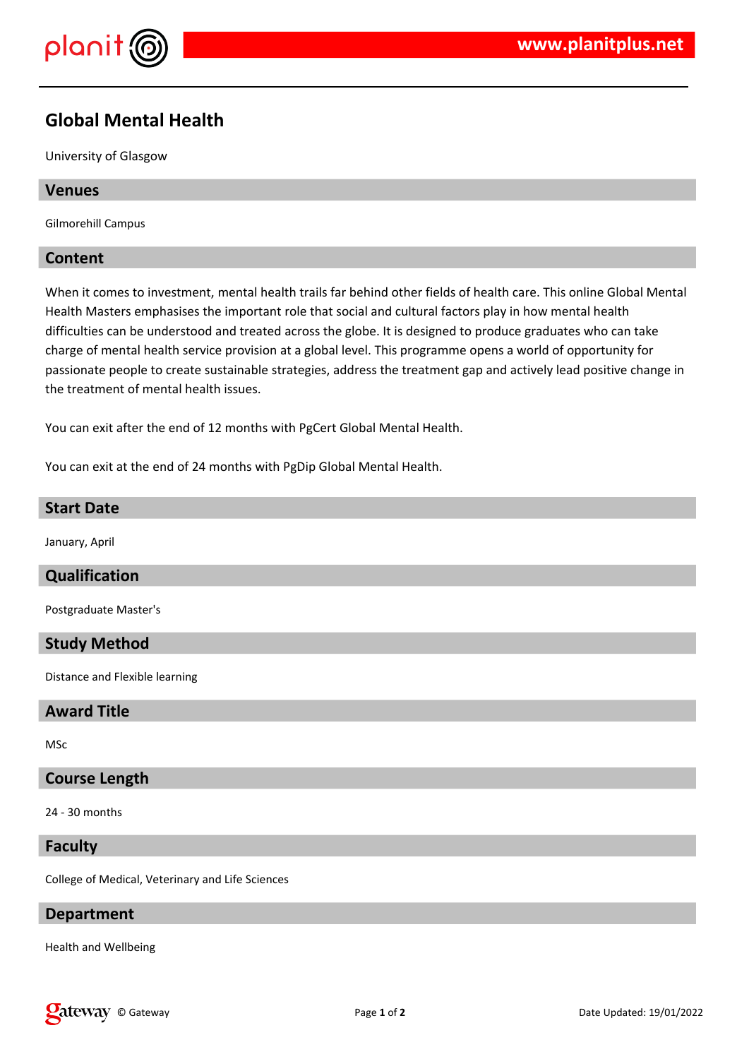# Global Mental Health

University of Glasgow

## Venues

Gilmorehill Campus

## Content

When it comes to investment, mental health trails far behind other fields of health care. This online Global Mental Health Masters emphasises the important role that social and cultural factors play in how mental health difficulties can be understood and treated across the globe. It is designed to produce graduates who can take charge of mental health service provision at a global level. This programme opens a world of opportunity for passionate people to create sustainable strategies, address the treatment gap and actively lead positive change in the treatment of mental health issues.

You can exit after the end of 12 months with PgCert Global Mental Health.

You can exit at the end of 24 months with PgDip Global Mental Health.

## Start Date

January, April

## Qualification

Postgraduate Master's

## Study Method

Distance and Flexible learning

## Award Title

MSc

## Course Length

24 - 30 months

## Faculty

College of Medical, Veterinary and Life Sciences

## Department

Health and Wellbeing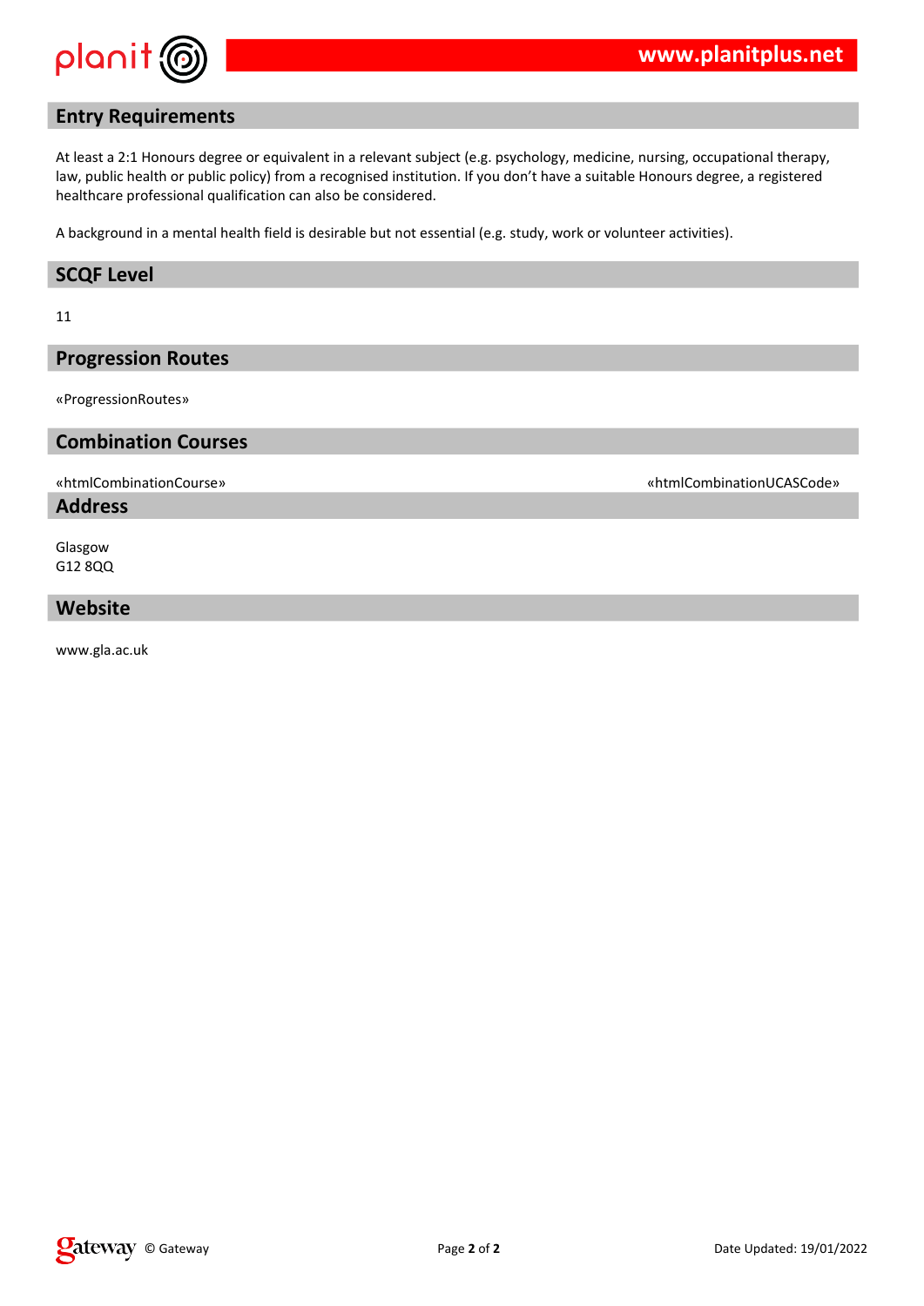## Entry Requirements

At least a 2:1 Honours degree or equivalent in a relevant subject (e.g. psychology, medicine, nursing, occupational therapy, law, public health or public policy) from a recognised institution. If you don't have a suitable Honours degree, a registered healthcare professional qualification can also be considered.

A background in a mental health field is desirable but not essential (e.g. study, work or volunteer activities).

## SCQF Level

11

## Progression Routes

«ProgressionRoutes»

## Combination Courses

«htmlCombinationCourse» «htmlCombinationUCASCode»

## Address

Glasgow
G12 8QQ

## Website

www.gla.ac.uk

© Gateway

Date Updated: 19/01/2022